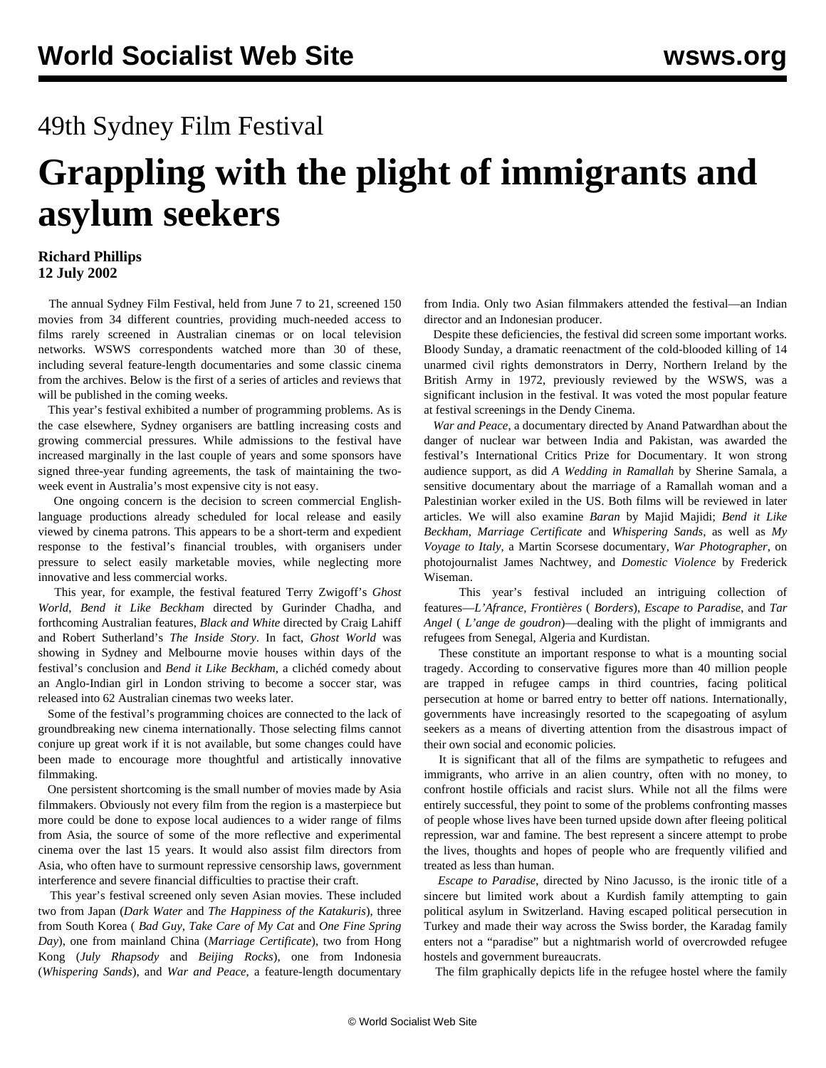# 49th Sydney Film Festival

# Grappling with the plight of immigrants and asylum seekers

**Richard Phillips**
**12 July 2002**

The annual Sydney Film Festival, held from June 7 to 21, screened 150 movies from 34 different countries, providing much-needed access to films rarely screened in Australian cinemas or on local television networks. WSWS correspondents watched more than 30 of these, including several feature-length documentaries and some classic cinema from the archives. Below is the first of a series of articles and reviews that will be published in the coming weeks.

This year's festival exhibited a number of programming problems. As is the case elsewhere, Sydney organisers are battling increasing costs and growing commercial pressures. While admissions to the festival have increased marginally in the last couple of years and some sponsors have signed three-year funding agreements, the task of maintaining the two-week event in Australia's most expensive city is not easy.

One ongoing concern is the decision to screen commercial English-language productions already scheduled for local release and easily viewed by cinema patrons. This appears to be a short-term and expedient response to the festival's financial troubles, with organisers under pressure to select easily marketable movies, while neglecting more innovative and less commercial works.

This year, for example, the festival featured Terry Zwigoff's *Ghost World*, *Bend it Like Beckham* directed by Gurinder Chadha, and forthcoming Australian features, *Black and White* directed by Craig Lahiff and Robert Sutherland's *The Inside Story*. In fact, *Ghost World* was showing in Sydney and Melbourne movie houses within days of the festival's conclusion and *Bend it Like Beckham*, a clichéd comedy about an Anglo-Indian girl in London striving to become a soccer star, was released into 62 Australian cinemas two weeks later.

Some of the festival's programming choices are connected to the lack of groundbreaking new cinema internationally. Those selecting films cannot conjure up great work if it is not available, but some changes could have been made to encourage more thoughtful and artistically innovative filmmaking.

One persistent shortcoming is the small number of movies made by Asia filmmakers. Obviously not every film from the region is a masterpiece but more could be done to expose local audiences to a wider range of films from Asia, the source of some of the more reflective and experimental cinema over the last 15 years. It would also assist film directors from Asia, who often have to surmount repressive censorship laws, government interference and severe financial difficulties to practise their craft.

This year's festival screened only seven Asian movies. These included two from Japan (*Dark Water* and *The Happiness of the Katakuris*), three from South Korea ( *Bad Guy*, *Take Care of My Cat* and *One Fine Spring Day*), one from mainland China (*Marriage Certificate*), two from Hong Kong (*July Rhapsody* and *Beijing Rocks*), one from Indonesia (*Whispering Sands*), and *War and Peace*, a feature-length documentary from India. Only two Asian filmmakers attended the festival—an Indian director and an Indonesian producer.

Despite these deficiencies, the festival did screen some important works. Bloody Sunday, a dramatic reenactment of the cold-blooded killing of 14 unarmed civil rights demonstrators in Derry, Northern Ireland by the British Army in 1972, previously reviewed by the WSWS, was a significant inclusion in the festival. It was voted the most popular feature at festival screenings in the Dendy Cinema.

*War and Peace*, a documentary directed by Anand Patwardhan about the danger of nuclear war between India and Pakistan, was awarded the festival's International Critics Prize for Documentary. It won strong audience support, as did *A Wedding in Ramallah* by Sherine Samala, a sensitive documentary about the marriage of a Ramallah woman and a Palestinian worker exiled in the US. Both films will be reviewed in later articles. We will also examine *Baran* by Majid Majidi; *Bend it Like Beckham*, *Marriage Certificate* and *Whispering Sands*, as well as *My Voyage to Italy*, a Martin Scorsese documentary, *War Photographer*, on photojournalist James Nachtwey, and *Domestic Violence* by Frederick Wiseman.

This year's festival included an intriguing collection of features—*L'Afrance*, *Frontières* ( *Borders*), *Escape to Paradise*, and *Tar Angel* ( *L'ange de goudron*)—dealing with the plight of immigrants and refugees from Senegal, Algeria and Kurdistan.

These constitute an important response to what is a mounting social tragedy. According to conservative figures more than 40 million people are trapped in refugee camps in third countries, facing political persecution at home or barred entry to better off nations. Internationally, governments have increasingly resorted to the scapegoating of asylum seekers as a means of diverting attention from the disastrous impact of their own social and economic policies.

It is significant that all of the films are sympathetic to refugees and immigrants, who arrive in an alien country, often with no money, to confront hostile officials and racist slurs. While not all the films were entirely successful, they point to some of the problems confronting masses of people whose lives have been turned upside down after fleeing political repression, war and famine. The best represent a sincere attempt to probe the lives, thoughts and hopes of people who are frequently vilified and treated as less than human.

*Escape to Paradise*, directed by Nino Jacusso, is the ironic title of a sincere but limited work about a Kurdish family attempting to gain political asylum in Switzerland. Having escaped political persecution in Turkey and made their way across the Swiss border, the Karadag family enters not a "paradise" but a nightmarish world of overcrowded refugee hostels and government bureaucrats.

The film graphically depicts life in the refugee hostel where the family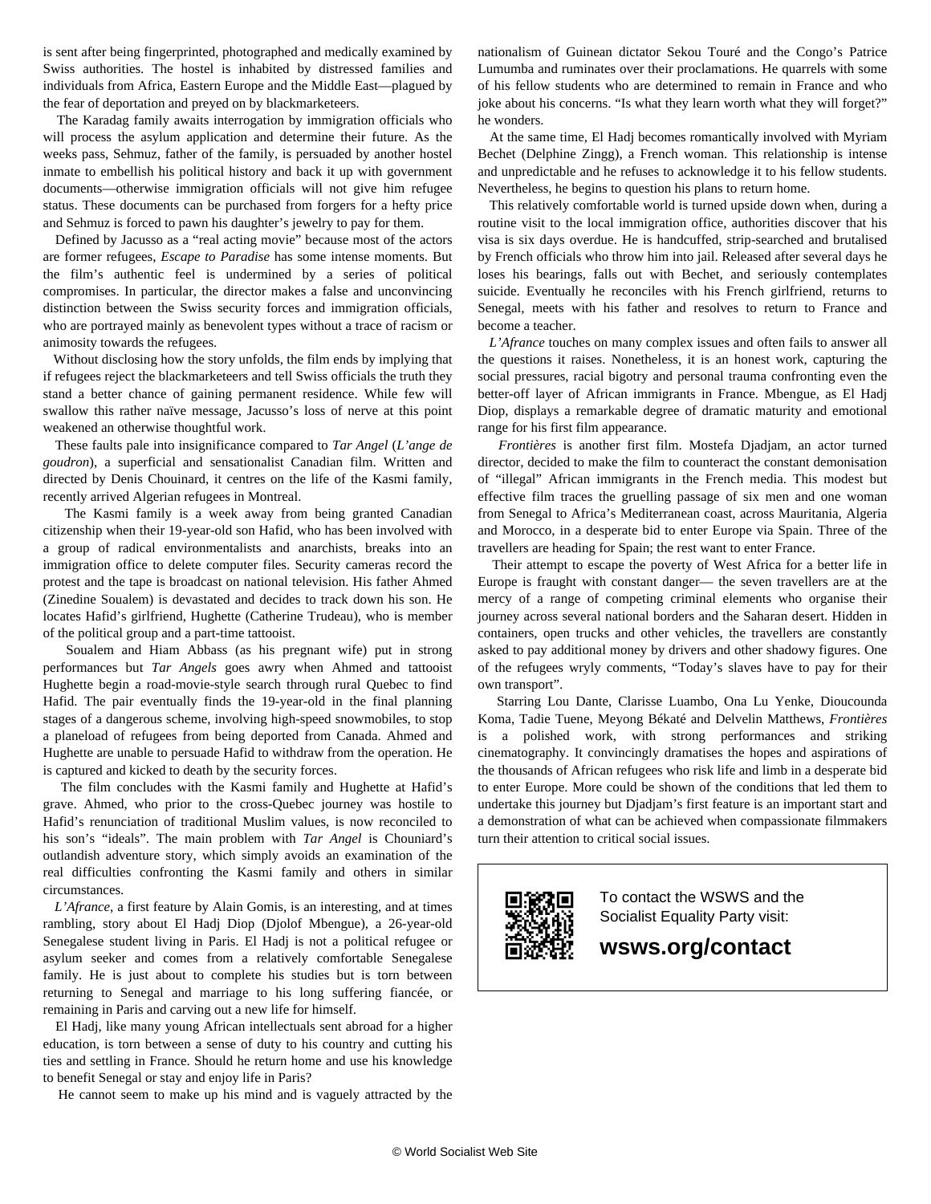is sent after being fingerprinted, photographed and medically examined by Swiss authorities. The hostel is inhabited by distressed families and individuals from Africa, Eastern Europe and the Middle East—plagued by the fear of deportation and preyed on by blackmarketeers.

The Karadag family awaits interrogation by immigration officials who will process the asylum application and determine their future. As the weeks pass, Sehmuz, father of the family, is persuaded by another hostel inmate to embellish his political history and back it up with government documents—otherwise immigration officials will not give him refugee status. These documents can be purchased from forgers for a hefty price and Sehmuz is forced to pawn his daughter's jewelry to pay for them.

Defined by Jacusso as a "real acting movie" because most of the actors are former refugees, *Escape to Paradise* has some intense moments. But the film's authentic feel is undermined by a series of political compromises. In particular, the director makes a false and unconvincing distinction between the Swiss security forces and immigration officials, who are portrayed mainly as benevolent types without a trace of racism or animosity towards the refugees.

Without disclosing how the story unfolds, the film ends by implying that if refugees reject the blackmarketeers and tell Swiss officials the truth they stand a better chance of gaining permanent residence. While few will swallow this rather naïve message, Jacusso's loss of nerve at this point weakened an otherwise thoughtful work.

These faults pale into insignificance compared to *Tar Angel* (*L'ange de goudron*), a superficial and sensationalist Canadian film. Written and directed by Denis Chouinard, it centres on the life of the Kasmi family, recently arrived Algerian refugees in Montreal.

The Kasmi family is a week away from being granted Canadian citizenship when their 19-year-old son Hafid, who has been involved with a group of radical environmentalists and anarchists, breaks into an immigration office to delete computer files. Security cameras record the protest and the tape is broadcast on national television. His father Ahmed (Zinedine Soualem) is devastated and decides to track down his son. He locates Hafid's girlfriend, Hughette (Catherine Trudeau), who is member of the political group and a part-time tattooist.

Soualem and Hiam Abbass (as his pregnant wife) put in strong performances but *Tar Angels* goes awry when Ahmed and tattooist Hughette begin a road-movie-style search through rural Quebec to find Hafid. The pair eventually finds the 19-year-old in the final planning stages of a dangerous scheme, involving high-speed snowmobiles, to stop a planeload of refugees from being deported from Canada. Ahmed and Hughette are unable to persuade Hafid to withdraw from the operation. He is captured and kicked to death by the security forces.

The film concludes with the Kasmi family and Hughette at Hafid's grave. Ahmed, who prior to the cross-Quebec journey was hostile to Hafid's renunciation of traditional Muslim values, is now reconciled to his son's "ideals". The main problem with *Tar Angel* is Chouniard's outlandish adventure story, which simply avoids an examination of the real difficulties confronting the Kasmi family and others in similar circumstances.

*L'Afrance*, a first feature by Alain Gomis, is an interesting, and at times rambling, story about El Hadj Diop (Djolof Mbengue), a 26-year-old Senegalese student living in Paris. El Hadj is not a political refugee or asylum seeker and comes from a relatively comfortable Senegalese family. He is just about to complete his studies but is torn between returning to Senegal and marriage to his long suffering fiancée, or remaining in Paris and carving out a new life for himself.

El Hadj, like many young African intellectuals sent abroad for a higher education, is torn between a sense of duty to his country and cutting his ties and settling in France. Should he return home and use his knowledge to benefit Senegal or stay and enjoy life in Paris?

He cannot seem to make up his mind and is vaguely attracted by the nationalism of Guinean dictator Sekou Touré and the Congo's Patrice Lumumba and ruminates over their proclamations. He quarrels with some of his fellow students who are determined to remain in France and who joke about his concerns. "Is what they learn worth what they will forget?" he wonders.

At the same time, El Hadj becomes romantically involved with Myriam Bechet (Delphine Zingg), a French woman. This relationship is intense and unpredictable and he refuses to acknowledge it to his fellow students. Nevertheless, he begins to question his plans to return home.

This relatively comfortable world is turned upside down when, during a routine visit to the local immigration office, authorities discover that his visa is six days overdue. He is handcuffed, strip-searched and brutalised by French officials who throw him into jail. Released after several days he loses his bearings, falls out with Bechet, and seriously contemplates suicide. Eventually he reconciles with his French girlfriend, returns to Senegal, meets with his father and resolves to return to France and become a teacher.

*L'Afrance* touches on many complex issues and often fails to answer all the questions it raises. Nonetheless, it is an honest work, capturing the social pressures, racial bigotry and personal trauma confronting even the better-off layer of African immigrants in France. Mbengue, as El Hadj Diop, displays a remarkable degree of dramatic maturity and emotional range for his first film appearance.

*Frontières* is another first film. Mostefa Djadjam, an actor turned director, decided to make the film to counteract the constant demonisation of "illegal" African immigrants in the French media. This modest but effective film traces the gruelling passage of six men and one woman from Senegal to Africa's Mediterranean coast, across Mauritania, Algeria and Morocco, in a desperate bid to enter Europe via Spain. Three of the travellers are heading for Spain; the rest want to enter France.

Their attempt to escape the poverty of West Africa for a better life in Europe is fraught with constant danger— the seven travellers are at the mercy of a range of competing criminal elements who organise their journey across several national borders and the Saharan desert. Hidden in containers, open trucks and other vehicles, the travellers are constantly asked to pay additional money by drivers and other shadowy figures. One of the refugees wryly comments, "Today's slaves have to pay for their own transport".

Starring Lou Dante, Clarisse Luambo, Ona Lu Yenke, Dioucounda Koma, Tadie Tuene, Meyong Békaté and Delvelin Matthews, *Frontières* is a polished work, with strong performances and striking cinematography. It convincingly dramatises the hopes and aspirations of the thousands of African refugees who risk life and limb in a desperate bid to enter Europe. More could be shown of the conditions that led them to undertake this journey but Djadjam's first feature is an important start and a demonstration of what can be achieved when compassionate filmmakers turn their attention to critical social issues.

To contact the WSWS and the Socialist Equality Party visit:

**wsws.org/contact**